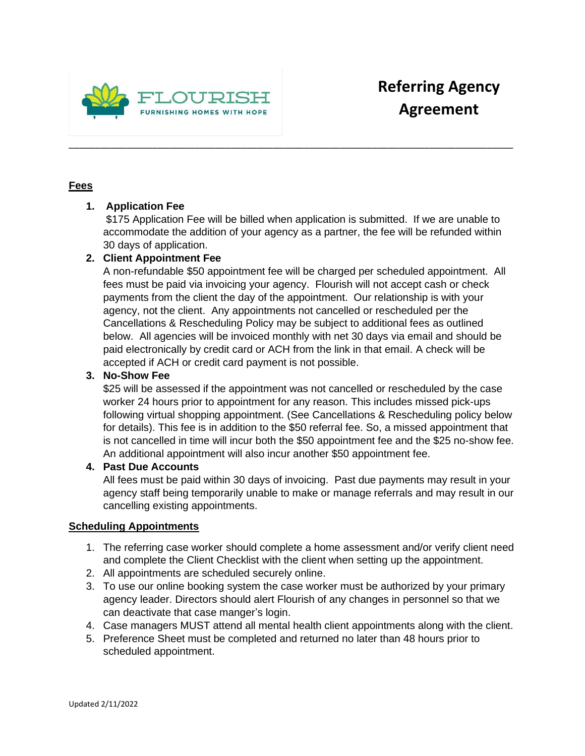FLOURISH
FURNISHING HOMES WITH HOPE

# Referring Agency Agreement

---

## Fees

1. **Application Fee**
   $175 Application Fee will be billed when application is submitted. If we are unable to accommodate the addition of your agency as a partner, the fee will be refunded within 30 days of application.
2. **Client Appointment Fee**
   A non-refundable $50 appointment fee will be charged per scheduled appointment. All fees must be paid via invoicing your agency. Flourish will not accept cash or check payments from the client the day of the appointment. Our relationship is with your agency, not the client. Any appointments not cancelled or rescheduled per the Cancellations & Rescheduling Policy may be subject to additional fees as outlined below. All agencies will be invoiced monthly with net 30 days via email and should be paid electronically by credit card or ACH from the link in that email. A check will be accepted if ACH or credit card payment is not possible.
3. **No-Show Fee**
   $25 will be assessed if the appointment was not cancelled or rescheduled by the case worker 24 hours prior to appointment for any reason. This includes missed pick-ups following virtual shopping appointment. (See Cancellations & Rescheduling policy below for details). This fee is in addition to the $50 referral fee. So, a missed appointment that is not cancelled in time will incur both the $50 appointment fee and the $25 no-show fee. An additional appointment will also incur another $50 appointment fee.
4. **Past Due Accounts**
   All fees must be paid within 30 days of invoicing. Past due payments may result in your agency staff being temporarily unable to make or manage referrals and may result in our cancelling existing appointments.

## Scheduling Appointments

1. The referring case worker should complete a home assessment and/or verify client need and complete the Client Checklist with the client when setting up the appointment.
2. All appointments are scheduled securely online.
3. To use our online booking system the case worker must be authorized by your primary agency leader. Directors should alert Flourish of any changes in personnel so that we can deactivate that case manger's login.
4. Case managers MUST attend all mental health client appointments along with the client.
5. Preference Sheet must be completed and returned no later than 48 hours prior to scheduled appointment.

Updated 2/11/2022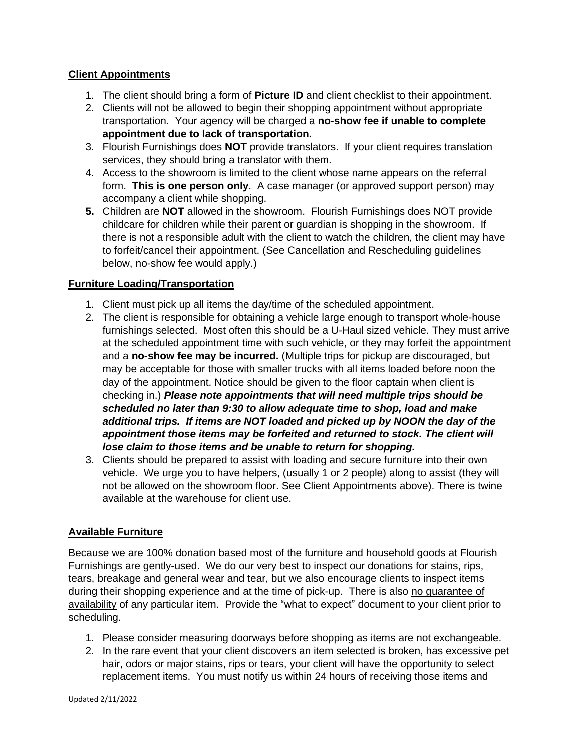## Client Appointments

1. The client should bring a form of **Picture ID** and client checklist to their appointment.
2. Clients will not be allowed to begin their shopping appointment without appropriate transportation. Your agency will be charged a **no-show fee if unable to complete appointment due to lack of transportation.**
3. Flourish Furnishings does **NOT** provide translators. If your client requires translation services, they should bring a translator with them.
4. Access to the showroom is limited to the client whose name appears on the referral form. **This is one person only**. A case manager (or approved support person) may accompany a client while shopping.
5. Children are **NOT** allowed in the showroom. Flourish Furnishings does NOT provide childcare for children while their parent or guardian is shopping in the showroom. If there is not a responsible adult with the client to watch the children, the client may have to forfeit/cancel their appointment. (See Cancellation and Rescheduling guidelines below, no-show fee would apply.)

## Furniture Loading/Transportation

1. Client must pick up all items the day/time of the scheduled appointment.
2. The client is responsible for obtaining a vehicle large enough to transport whole-house furnishings selected. Most often this should be a U-Haul sized vehicle. They must arrive at the scheduled appointment time with such vehicle, or they may forfeit the appointment and a **no-show fee may be incurred.** (Multiple trips for pickup are discouraged, but may be acceptable for those with smaller trucks with all items loaded before noon the day of the appointment. Notice should be given to the floor captain when client is checking in.) ***Please note appointments that will need multiple trips should be scheduled no later than 9:30 to allow adequate time to shop, load and make additional trips. If items are NOT loaded and picked up by NOON the day of the appointment those items may be forfeited and returned to stock. The client will lose claim to those items and be unable to return for shopping.***
3. Clients should be prepared to assist with loading and secure furniture into their own vehicle. We urge you to have helpers, (usually 1 or 2 people) along to assist (they will not be allowed on the showroom floor. See Client Appointments above). There is twine available at the warehouse for client use.

## Available Furniture

Because we are 100% donation based most of the furniture and household goods at Flourish Furnishings are gently-used. We do our very best to inspect our donations for stains, rips, tears, breakage and general wear and tear, but we also encourage clients to inspect items during their shopping experience and at the time of pick-up. There is also no guarantee of availability of any particular item. Provide the "what to expect" document to your client prior to scheduling.

1. Please consider measuring doorways before shopping as items are not exchangeable.
2. In the rare event that your client discovers an item selected is broken, has excessive pet hair, odors or major stains, rips or tears, your client will have the opportunity to select replacement items. You must notify us within 24 hours of receiving those items and

Updated 2/11/2022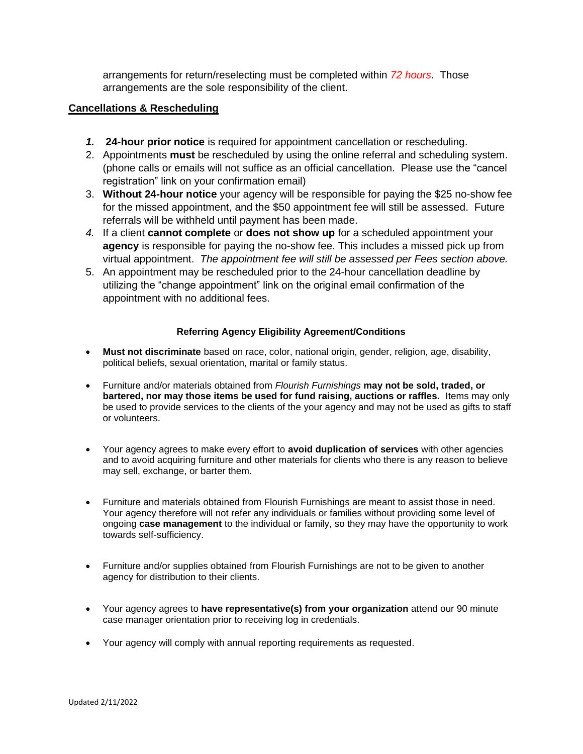arrangements for return/reselecting must be completed within *72 hours*. Those arrangements are the sole responsibility of the client.

## Cancellations & Rescheduling

1. **24-hour prior notice** is required for appointment cancellation or rescheduling.
2. Appointments **must** be rescheduled by using the online referral and scheduling system. (phone calls or emails will not suffice as an official cancellation. Please use the "cancel registration" link on your confirmation email)
3. **Without 24-hour notice** your agency will be responsible for paying the $25 no-show fee for the missed appointment, and the $50 appointment fee will still be assessed. Future referrals will be withheld until payment has been made.
4. If a client **cannot complete** or **does not show up** for a scheduled appointment your **agency** is responsible for paying the no-show fee. This includes a missed pick up from virtual appointment. *The appointment fee will still be assessed per Fees section above.*
5. An appointment may be rescheduled prior to the 24-hour cancellation deadline by utilizing the "change appointment" link on the original email confirmation of the appointment with no additional fees.

### Referring Agency Eligibility Agreement/Conditions

- **Must not discriminate** based on race, color, national origin, gender, religion, age, disability, political beliefs, sexual orientation, marital or family status.

- Furniture and/or materials obtained from *Flourish Furnishings* **may not be sold, traded, or bartered, nor may those items be used for fund raising, auctions or raffles.** Items may only be used to provide services to the clients of the your agency and may not be used as gifts to staff or volunteers.

- Your agency agrees to make every effort to **avoid duplication of services** with other agencies and to avoid acquiring furniture and other materials for clients who there is any reason to believe may sell, exchange, or barter them.

- Furniture and materials obtained from Flourish Furnishings are meant to assist those in need. Your agency therefore will not refer any individuals or families without providing some level of ongoing **case management** to the individual or family, so they may have the opportunity to work towards self-sufficiency.

- Furniture and/or supplies obtained from Flourish Furnishings are not to be given to another agency for distribution to their clients.

- Your agency agrees to **have representative(s) from your organization** attend our 90 minute case manager orientation prior to receiving log in credentials.

- Your agency will comply with annual reporting requirements as requested.

Updated 2/11/2022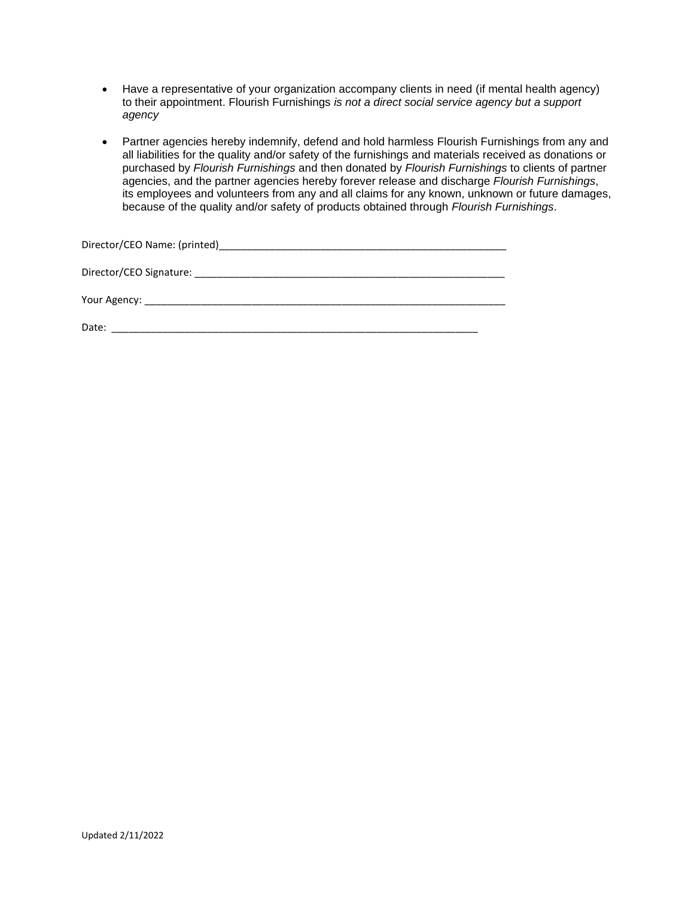- Have a representative of your organization accompany clients in need (if mental health agency) to their appointment. Flourish Furnishings *is not a direct social service agency but a support agency*

- Partner agencies hereby indemnify, defend and hold harmless Flourish Furnishings from any and all liabilities for the quality and/or safety of the furnishings and materials received as donations or purchased by *Flourish Furnishings* and then donated by *Flourish Furnishings* to clients of partner agencies, and the partner agencies hereby forever release and discharge *Flourish Furnishings*, its employees and volunteers from any and all claims for any known, unknown or future damages, because of the quality and/or safety of products obtained through *Flourish Furnishings*.

Director/CEO Name: (printed)_____________________________________________________

Director/CEO Signature: _________________________________________________________

Your Agency: ____________________________________________________________________

Date: ___________________________________________________________________

Updated 2/11/2022